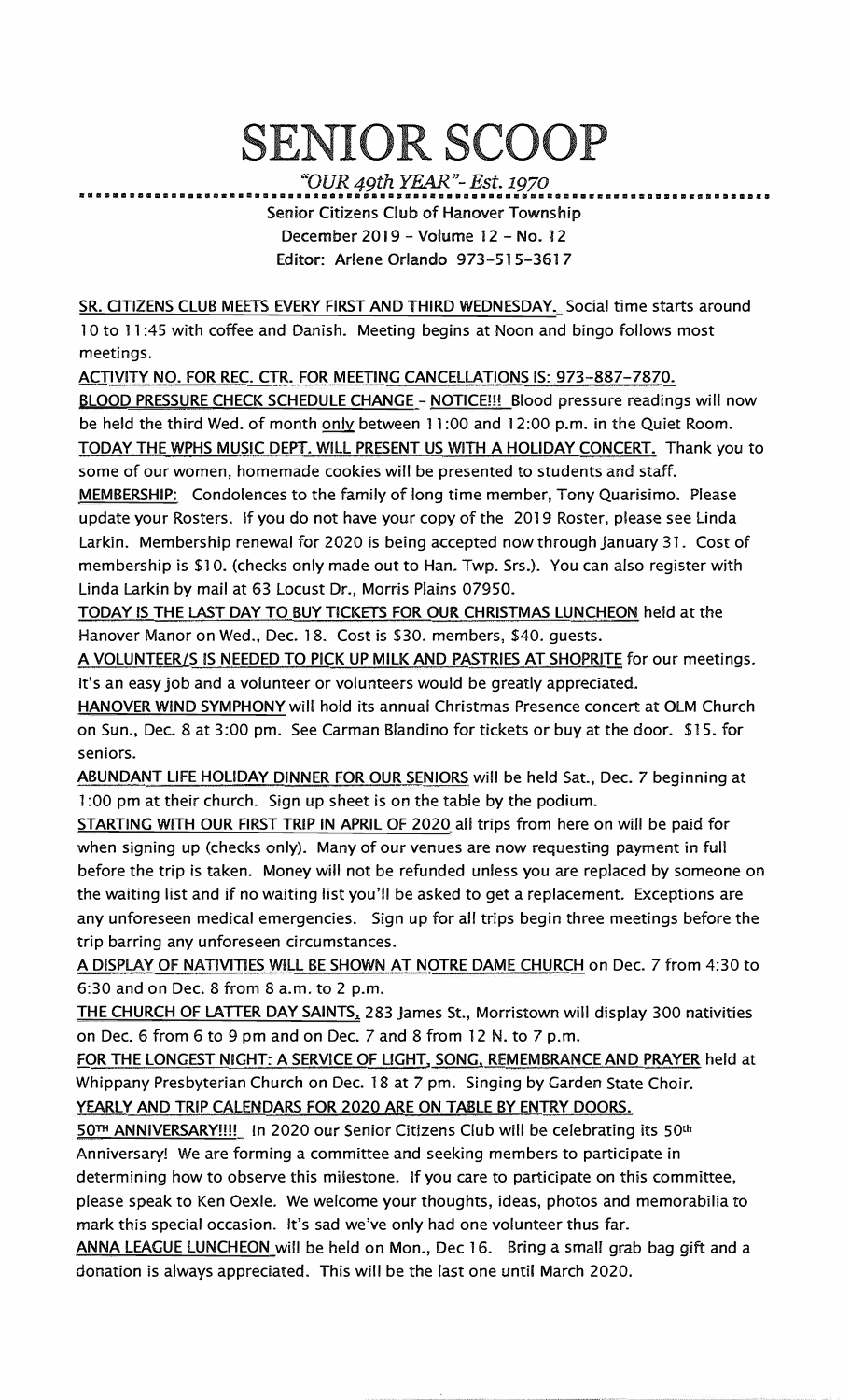# SENIOR SCOOP

*"OUR 49th YEAR"- Est. 1970*

Senior Citizens Club of Hanover Township
December 2019 - Volume 12 - No. 12
Editor: Arlene Orlando 973-515-3617

SR. CITIZENS CLUB MEETS EVERY FIRST AND THIRD WEDNESDAY. Social time starts around 10 to 11:45 with coffee and Danish. Meeting begins at Noon and bingo follows most meetings.

ACTIVITY NO. FOR REC. CTR. FOR MEETING CANCELLATIONS IS: 973-887-7870.

BLOOD PRESSURE CHECK SCHEDULE CHANGE - NOTICE!!! Blood pressure readings will now be held the third Wed. of month only between 11:00 and 12:00 p.m. in the Quiet Room.

TODAY THE WPHS MUSIC DEPT. WILL PRESENT US WITH A HOLIDAY CONCERT. Thank you to some of our women, homemade cookies will be presented to students and staff.

MEMBERSHIP: Condolences to the family of long time member, Tony Quarisimo. Please update your Rosters. If you do not have your copy of the 2019 Roster, please see Linda Larkin. Membership renewal for 2020 is being accepted now through January 31. Cost of membership is $10. (checks only made out to Han. Twp. Srs.). You can also register with Linda Larkin by mail at 63 Locust Dr., Morris Plains 07950.

TODAY IS THE LAST DAY TO BUY TICKETS FOR OUR CHRISTMAS LUNCHEON held at the Hanover Manor on Wed., Dec. 18. Cost is $30. members, $40. guests.

A VOLUNTEER/S IS NEEDED TO PICK UP MILK AND PASTRIES AT SHOPRITE for our meetings. It's an easy job and a volunteer or volunteers would be greatly appreciated.

HANOVER WIND SYMPHONY will hold its annual Christmas Presence concert at OLM Church on Sun., Dec. 8 at 3:00 pm. See Carman Blandino for tickets or buy at the door. $15. for seniors.

ABUNDANT LIFE HOLIDAY DINNER FOR OUR SENIORS will be held Sat., Dec. 7 beginning at 1:00 pm at their church. Sign up sheet is on the table by the podium.

STARTING WITH OUR FIRST TRIP IN APRIL OF 2020 all trips from here on will be paid for when signing up (checks only). Many of our venues are now requesting payment in full before the trip is taken. Money will not be refunded unless you are replaced by someone on the waiting list and if no waiting list you'll be asked to get a replacement. Exceptions are any unforeseen medical emergencies. Sign up for all trips begin three meetings before the trip barring any unforeseen circumstances.

A DISPLAY OF NATIVITIES WILL BE SHOWN AT NOTRE DAME CHURCH on Dec. 7 from 4:30 to 6:30 and on Dec. 8 from 8 a.m. to 2 p.m.

THE CHURCH OF LATTER DAY SAINTS, 283 James St., Morristown will display 300 nativities on Dec. 6 from 6 to 9 pm and on Dec. 7 and 8 from 12 N. to 7 p.m.

FOR THE LONGEST NIGHT: A SERVICE OF LIGHT, SONG, REMEMBRANCE AND PRAYER held at Whippany Presbyterian Church on Dec. 18 at 7 pm. Singing by Garden State Choir.

YEARLY AND TRIP CALENDARS FOR 2020 ARE ON TABLE BY ENTRY DOORS.

50TH ANNIVERSARY!!!! In 2020 our Senior Citizens Club will be celebrating its 50th Anniversary! We are forming a committee and seeking members to participate in determining how to observe this milestone. If you care to participate on this committee, please speak to Ken Oexle. We welcome your thoughts, ideas, photos and memorabilia to mark this special occasion. It's sad we've only had one volunteer thus far.

ANNA LEAGUE LUNCHEON will be held on Mon., Dec 16. Bring a small grab bag gift and a donation is always appreciated. This will be the last one until March 2020.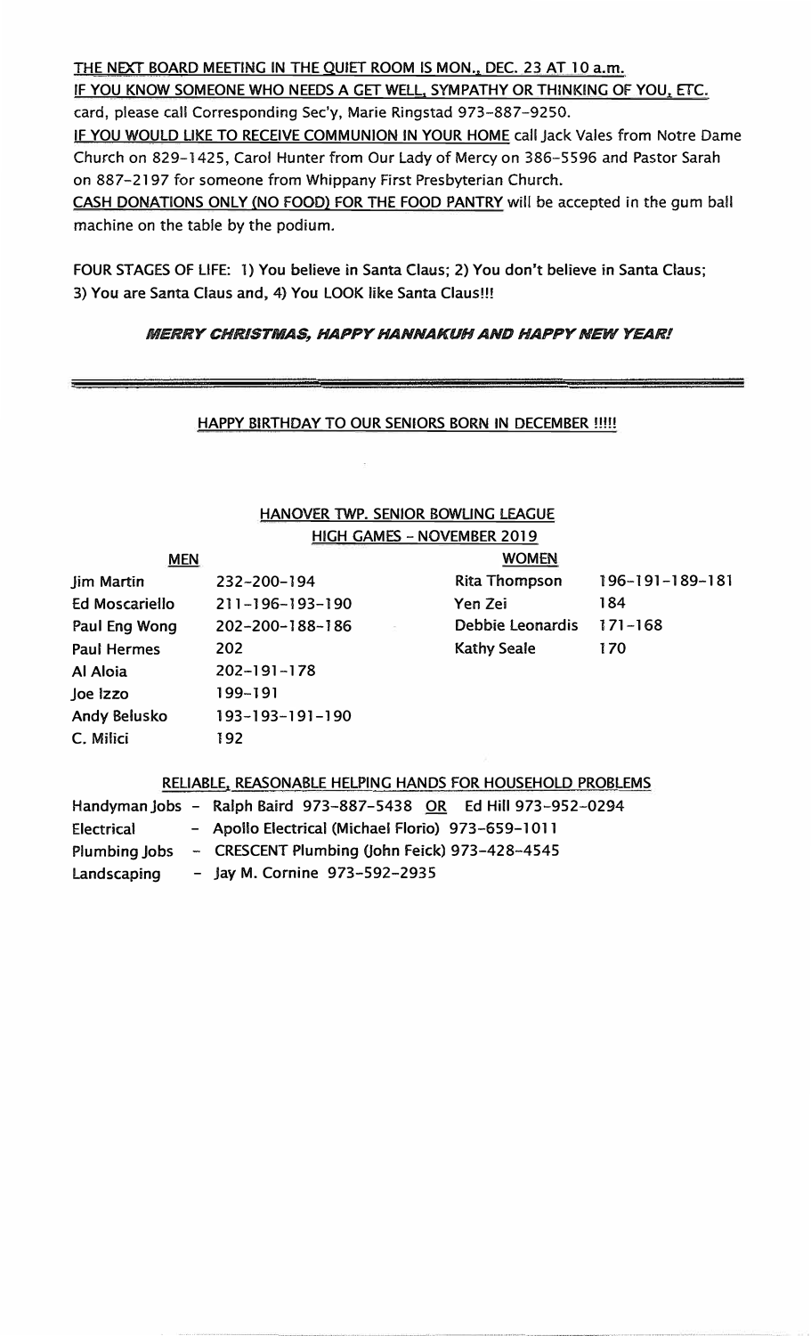THE NEXT BOARD MEETING IN THE QUIET ROOM IS MON., DEC. 23 AT 10 a.m.

IF YOU KNOW SOMEONE WHO NEEDS A GET WELL, SYMPATHY OR THINKING OF YOU, ETC. card, please call Corresponding Sec'y, Marie Ringstad 973-887-9250.

IF YOU WOULD LIKE TO RECEIVE COMMUNION IN YOUR HOME call Jack Vales from Notre Dame Church on 829-1425, Carol Hunter from Our Lady of Mercy on 386-5596 and Pastor Sarah on 887-2197 for someone from Whippany First Presbyterian Church.

CASH DONATIONS ONLY (NO FOOD) FOR THE FOOD PANTRY will be accepted in the gum ball machine on the table by the podium.

FOUR STAGES OF LIFE: 1) You believe in Santa Claus; 2) You don't believe in Santa Claus; 3) You are Santa Claus and, 4) You LOOK like Santa Claus!!!

***MERRY CHRISTMAS, HAPPY HANNAKUH AND HAPPY NEW YEAR!***

---

HAPPY BIRTHDAY TO OUR SENIORS BORN IN DECEMBER !!!!!

## HANOVER TWP. SENIOR BOWLING LEAGUE

### HIGH GAMES – NOVEMBER 2019

| MEN | | WOMEN | |
|---|---|---|---|
| Jim Martin | 232-200-194 | Rita Thompson | 196-191-189-181 |
| Ed Moscariello | 211-196-193-190 | Yen Zei | 184 |
| Paul Eng Wong | 202-200-188-186 | Debbie Leonardis | 171-168 |
| Paul Hermes | 202 | Kathy Seale | 170 |
| Al Aloia | 202-191-178 | | |
| Joe Izzo | 199-191 | | |
| Andy Belusko | 193-193-191-190 | | |
| C. Milici | 192 | | |

### RELIABLE, REASONABLE HELPING HANDS FOR HOUSEHOLD PROBLEMS

| | |
|---|---|
| Handyman Jobs | - Ralph Baird 973-887-5438 OR Ed Hill 973-952-0294 |
| Electrical | - Apollo Electrical (Michael Florio) 973-659-1011 |
| Plumbing Jobs | - CRESCENT Plumbing (John Feick) 973-428-4545 |
| Landscaping | - Jay M. Cornine 973-592-2935 |